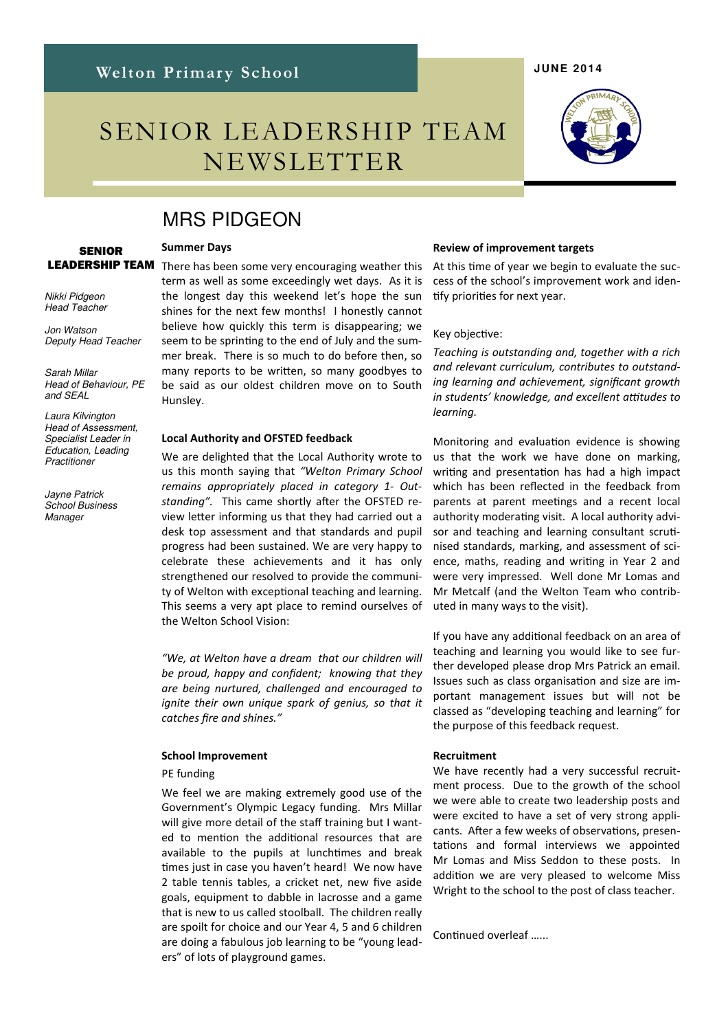Welton Primary School

JUNE 2014

# SENIOR LEADERSHIP TEAM NEWSLETTER

**SENIOR LEADERSHIP TEAM**

*Nikki Pidgeon*
*Head Teacher*

*Jon Watson*
*Deputy Head Teacher*

*Sarah Millar*
*Head of Behaviour, PE and SEAL*

*Laura Kilvington*
*Head of Assessment, Specialist Leader in Education, Leading Practitioner*

*Jayne Patrick*
*School Business Manager*

## MRS PIDGEON

**Summer Days**

There has been some very encouraging weather this term as well as some exceedingly wet days. As it is the longest day this weekend let's hope the sun shines for the next few months! I honestly cannot believe how quickly this term is disappearing; we seem to be sprinting to the end of July and the summer break. There is so much to do before then, so many reports to be written, so many goodbyes to be said as our oldest children move on to South Hunsley.

**Local Authority and OFSTED feedback**

We are delighted that the Local Authority wrote to us this month saying that *"Welton Primary School remains appropriately placed in category 1- Outstanding".* This came shortly after the OFSTED review letter informing us that they had carried out a desk top assessment and that standards and pupil progress had been sustained. We are very happy to celebrate these achievements and it has only strengthened our resolved to provide the community of Welton with exceptional teaching and learning. This seems a very apt place to remind ourselves of the Welton School Vision:

*"We, at Welton have a dream that our children will be proud, happy and confident; knowing that they are being nurtured, challenged and encouraged to ignite their own unique spark of genius, so that it catches fire and shines."*

**School Improvement**

PE funding

We feel we are making extremely good use of the Government's Olympic Legacy funding. Mrs Millar will give more detail of the staff training but I wanted to mention the additional resources that are available to the pupils at lunchtimes and break times just in case you haven't heard! We now have 2 table tennis tables, a cricket net, new five aside goals, equipment to dabble in lacrosse and a game that is new to us called stoolball. The children really are spoilt for choice and our Year 4, 5 and 6 children are doing a fabulous job learning to be "young leaders" of lots of playground games.

**Review of improvement targets**

At this time of year we begin to evaluate the success of the school's improvement work and identify priorities for next year.

Key objective:

*Teaching is outstanding and, together with a rich and relevant curriculum, contributes to outstanding learning and achievement, significant growth in students' knowledge, and excellent attitudes to learning.*

Monitoring and evaluation evidence is showing us that the work we have done on marking, writing and presentation has had a high impact which has been reflected in the feedback from parents at parent meetings and a recent local authority moderating visit. A local authority advisor and teaching and learning consultant scrutinised standards, marking, and assessment of science, maths, reading and writing in Year 2 and were very impressed. Well done Mr Lomas and Mr Metcalf (and the Welton Team who contributed in many ways to the visit).

If you have any additional feedback on an area of teaching and learning you would like to see further developed please drop Mrs Patrick an email. Issues such as class organisation and size are important management issues but will not be classed as "developing teaching and learning" for the purpose of this feedback request.

**Recruitment**

We have recently had a very successful recruitment process. Due to the growth of the school we were able to create two leadership posts and were excited to have a set of very strong applicants. After a few weeks of observations, presentations and formal interviews we appointed Mr Lomas and Miss Seddon to these posts. In addition we are very pleased to welcome Miss Wright to the school to the post of class teacher.

Continued overleaf ……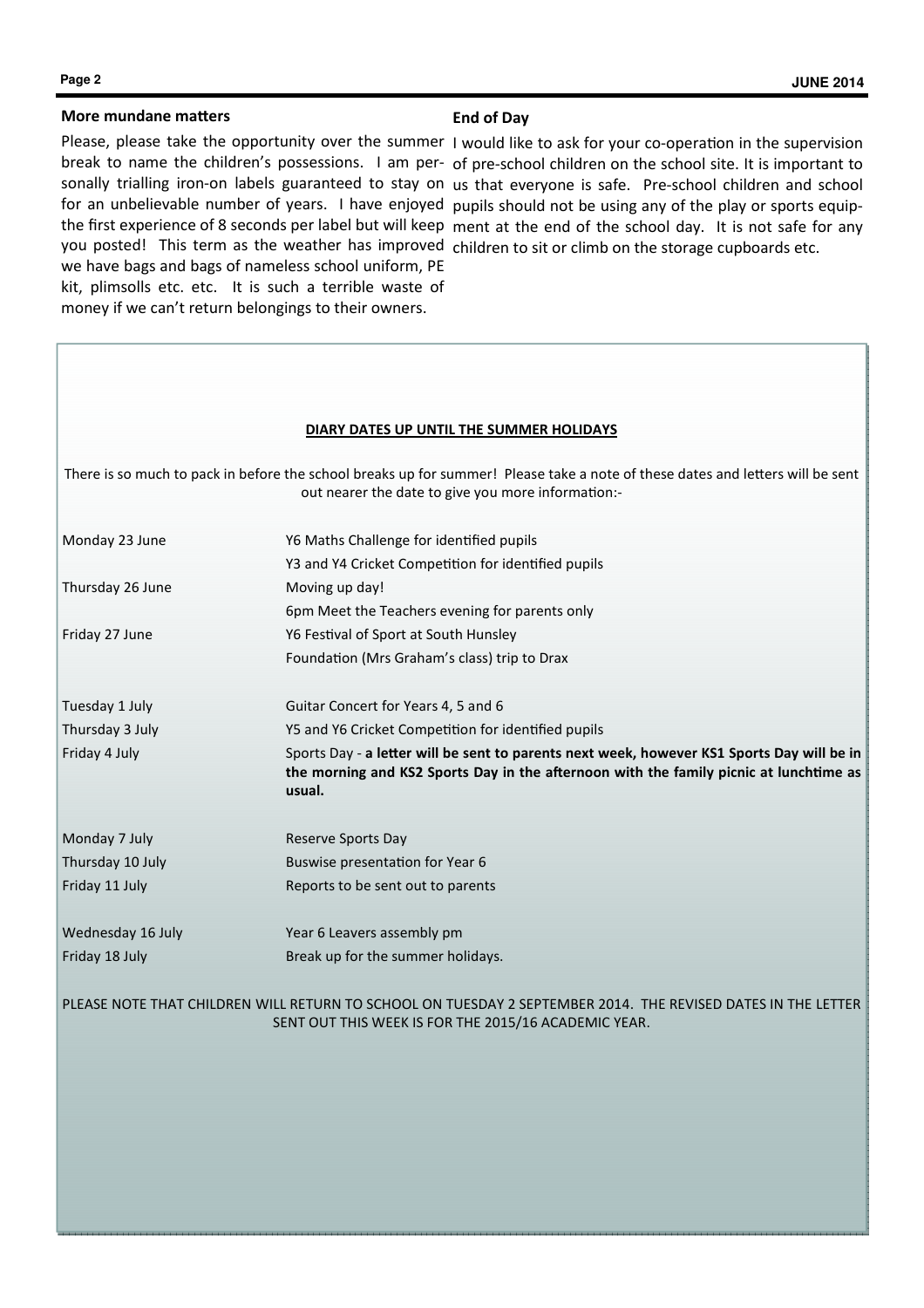## More mundane matters

Please, please take the opportunity over the summer break to name the children's possessions. I am personally trialling iron-on labels guaranteed to stay on for an unbelievable number of years. I have enjoyed the first experience of 8 seconds per label but will keep you posted! This term as the weather has improved we have bags and bags of nameless school uniform, PE kit, plimsolls etc. etc. It is such a terrible waste of money if we can't return belongings to their owners.

## End of Day

I would like to ask for your co-operation in the supervision of pre-school children on the school site. It is important to us that everyone is safe. Pre-school children and school pupils should not be using any of the play or sports equipment at the end of the school day. It is not safe for any children to sit or climb on the storage cupboards etc.

## DIARY DATES UP UNTIL THE SUMMER HOLIDAYS

There is so much to pack in before the school breaks up for summer! Please take a note of these dates and letters will be sent out nearer the date to give you more information:-

| Date | Event |
| --- | --- |
| Monday 23 June | Y6 Maths Challenge for identified pupils |
| | Y3 and Y4 Cricket Competition for identified pupils |
| Thursday 26 June | Moving up day! |
| | 6pm Meet the Teachers evening for parents only |
| Friday 27 June | Y6 Festival of Sport at South Hunsley |
| | Foundation (Mrs Graham's class) trip to Drax |
| Tuesday 1 July | Guitar Concert for Years 4, 5 and 6 |
| Thursday 3 July | Y5 and Y6 Cricket Competition for identified pupils |
| Friday 4 July | Sports Day - **a letter will be sent to parents next week, however KS1 Sports Day will be in the morning and KS2 Sports Day in the afternoon with the family picnic at lunchtime as usual.** |
| Monday 7 July | Reserve Sports Day |
| Thursday 10 July | Buswise presentation for Year 6 |
| Friday 11 July | Reports to be sent out to parents |
| Wednesday 16 July | Year 6 Leavers assembly pm |
| Friday 18 July | Break up for the summer holidays. |

PLEASE NOTE THAT CHILDREN WILL RETURN TO SCHOOL ON TUESDAY 2 SEPTEMBER 2014. THE REVISED DATES IN THE LETTER SENT OUT THIS WEEK IS FOR THE 2015/16 ACADEMIC YEAR.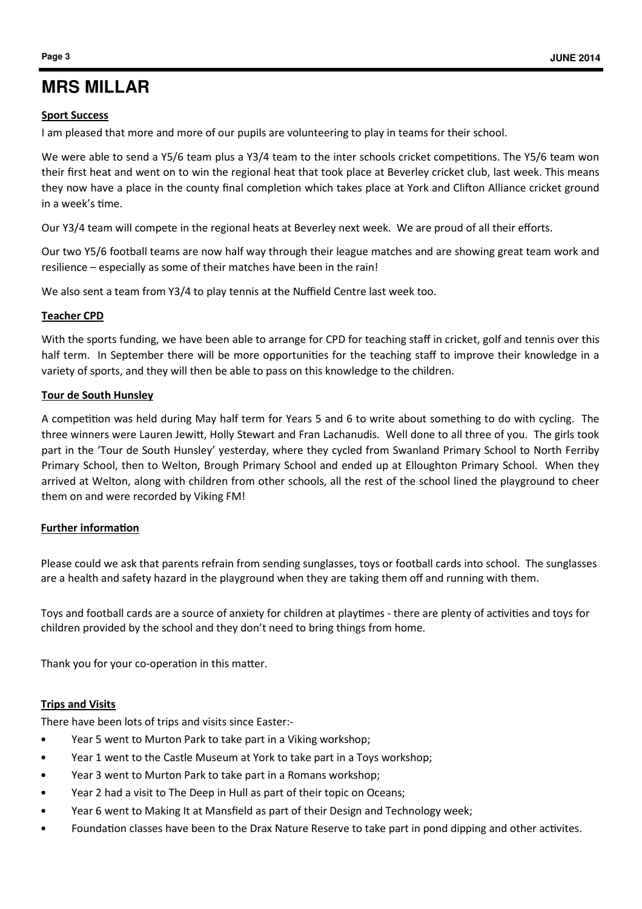# MRS MILLAR

**Sport Success**

I am pleased that more and more of our pupils are volunteering to play in teams for their school.

We were able to send a Y5/6 team plus a Y3/4 team to the inter schools cricket competitions. The Y5/6 team won their first heat and went on to win the regional heat that took place at Beverley cricket club, last week. This means they now have a place in the county final completion which takes place at York and Clifton Alliance cricket ground in a week's time.

Our Y3/4 team will compete in the regional heats at Beverley next week. We are proud of all their efforts.

Our two Y5/6 football teams are now half way through their league matches and are showing great team work and resilience – especially as some of their matches have been in the rain!

We also sent a team from Y3/4 to play tennis at the Nuffield Centre last week too.

**Teacher CPD**

With the sports funding, we have been able to arrange for CPD for teaching staff in cricket, golf and tennis over this half term. In September there will be more opportunities for the teaching staff to improve their knowledge in a variety of sports, and they will then be able to pass on this knowledge to the children.

**Tour de South Hunsley**

A competition was held during May half term for Years 5 and 6 to write about something to do with cycling. The three winners were Lauren Jewitt, Holly Stewart and Fran Lachanudis. Well done to all three of you. The girls took part in the 'Tour de South Hunsley' yesterday, where they cycled from Swanland Primary School to North Ferriby Primary School, then to Welton, Brough Primary School and ended up at Elloughton Primary School. When they arrived at Welton, along with children from other schools, all the rest of the school lined the playground to cheer them on and were recorded by Viking FM!

**Further information**

Please could we ask that parents refrain from sending sunglasses, toys or football cards into school. The sunglasses are a health and safety hazard in the playground when they are taking them off and running with them.

Toys and football cards are a source of anxiety for children at playtimes - there are plenty of activities and toys for children provided by the school and they don't need to bring things from home.

Thank you for your co-operation in this matter.

**Trips and Visits**

There have been lots of trips and visits since Easter:-

- Year 5 went to Murton Park to take part in a Viking workshop;
- Year 1 went to the Castle Museum at York to take part in a Toys workshop;
- Year 3 went to Murton Park to take part in a Romans workshop;
- Year 2 had a visit to The Deep in Hull as part of their topic on Oceans;
- Year 6 went to Making It at Mansfield as part of their Design and Technology week;
- Foundation classes have been to the Drax Nature Reserve to take part in pond dipping and other activites.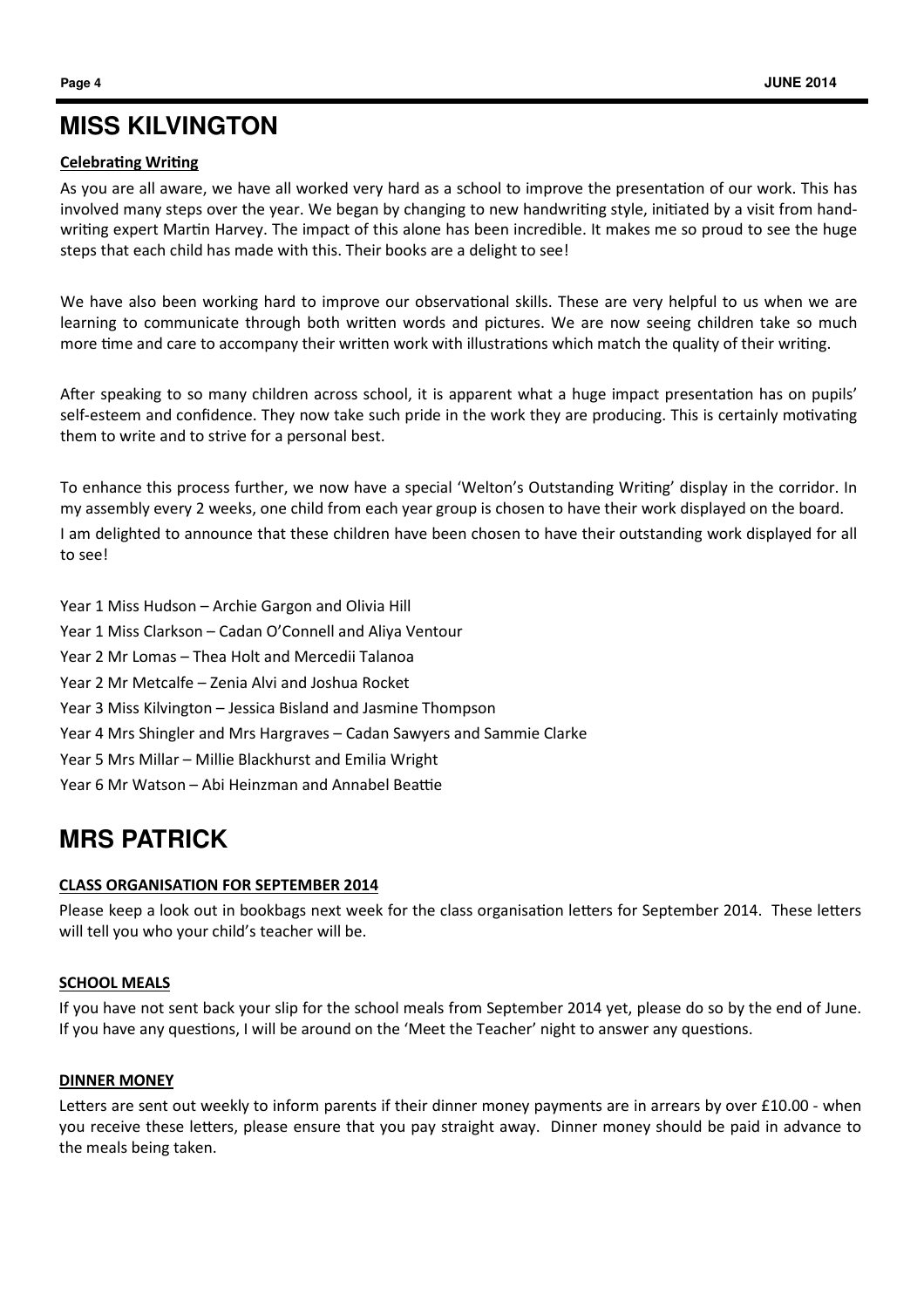## MISS KILVINGTON

**Celebrating Writing**

As you are all aware, we have all worked very hard as a school to improve the presentation of our work. This has involved many steps over the year. We began by changing to new handwriting style, initiated by a visit from handwriting expert Martin Harvey. The impact of this alone has been incredible. It makes me so proud to see the huge steps that each child has made with this. Their books are a delight to see!

We have also been working hard to improve our observational skills. These are very helpful to us when we are learning to communicate through both written words and pictures. We are now seeing children take so much more time and care to accompany their written work with illustrations which match the quality of their writing.

After speaking to so many children across school, it is apparent what a huge impact presentation has on pupils' self-esteem and confidence. They now take such pride in the work they are producing. This is certainly motivating them to write and to strive for a personal best.

To enhance this process further, we now have a special 'Welton's Outstanding Writing' display in the corridor. In my assembly every 2 weeks, one child from each year group is chosen to have their work displayed on the board. I am delighted to announce that these children have been chosen to have their outstanding work displayed for all to see!

Year 1 Miss Hudson – Archie Gargon and Olivia Hill
Year 1 Miss Clarkson – Cadan O'Connell and Aliya Ventour
Year 2 Mr Lomas – Thea Holt and Mercedii Talanoa
Year 2 Mr Metcalfe – Zenia Alvi and Joshua Rocket
Year 3 Miss Kilvington – Jessica Bisland and Jasmine Thompson
Year 4 Mrs Shingler and Mrs Hargraves – Cadan Sawyers and Sammie Clarke
Year 5 Mrs Millar – Millie Blackhurst and Emilia Wright
Year 6 Mr Watson – Abi Heinzman and Annabel Beattie

## MRS PATRICK

**CLASS ORGANISATION FOR SEPTEMBER 2014**

Please keep a look out in bookbags next week for the class organisation letters for September 2014. These letters will tell you who your child's teacher will be.

**SCHOOL MEALS**

If you have not sent back your slip for the school meals from September 2014 yet, please do so by the end of June. If you have any questions, I will be around on the 'Meet the Teacher' night to answer any questions.

**DINNER MONEY**

Letters are sent out weekly to inform parents if their dinner money payments are in arrears by over £10.00 - when you receive these letters, please ensure that you pay straight away. Dinner money should be paid in advance to the meals being taken.